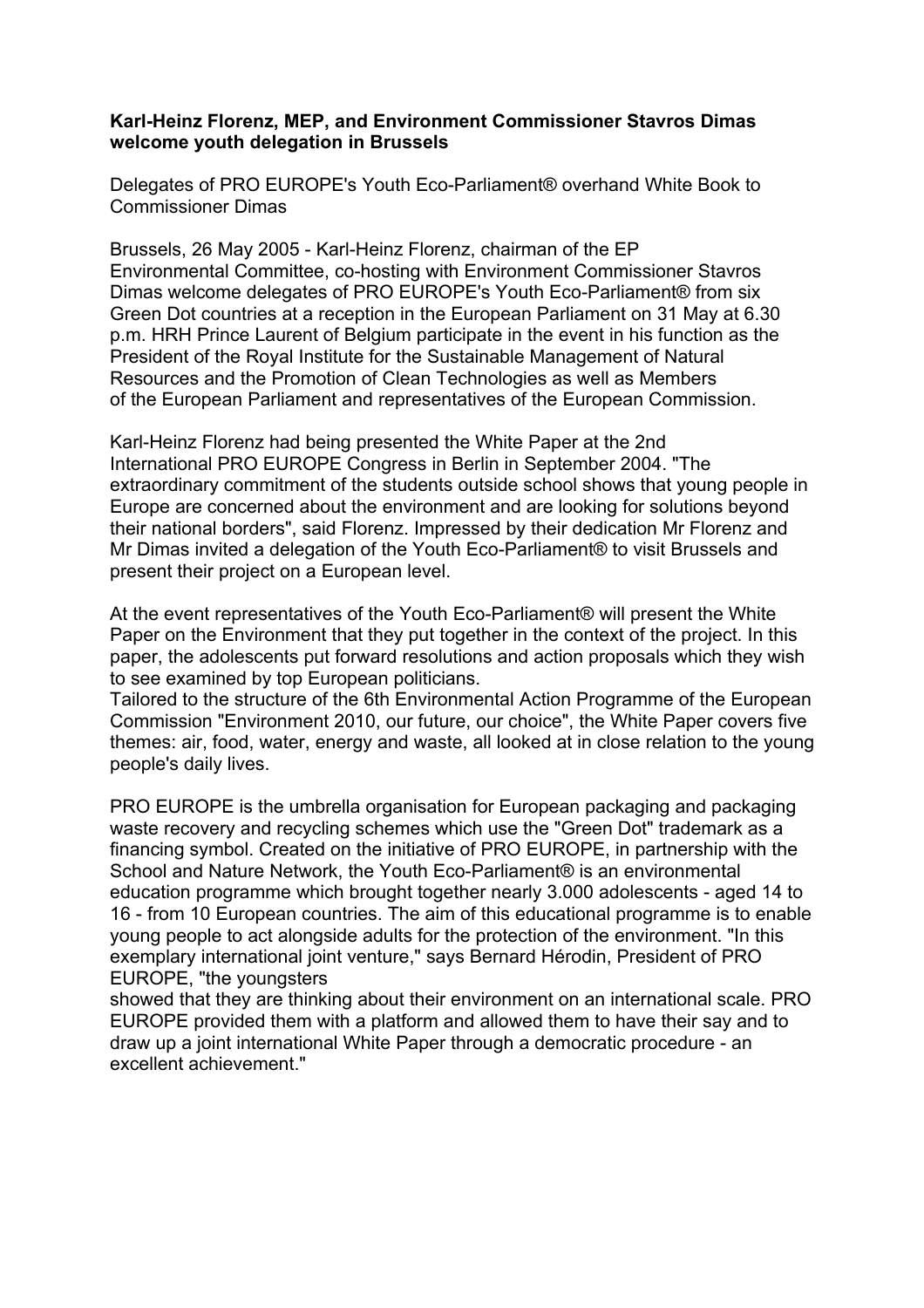**Karl-Heinz Florenz, MEP, and Environment Commissioner Stavros Dimas welcome youth delegation in Brussels**

Delegates of PRO EUROPE's Youth Eco-Parliament® overhand White Book to Commissioner Dimas

Brussels, 26 May 2005 - Karl-Heinz Florenz, chairman of the EP Environmental Committee, co-hosting with Environment Commissioner Stavros Dimas welcome delegates of PRO EUROPE's Youth Eco-Parliament® from six Green Dot countries at a reception in the European Parliament on 31 May at 6.30 p.m. HRH Prince Laurent of Belgium participate in the event in his function as the President of the Royal Institute for the Sustainable Management of Natural Resources and the Promotion of Clean Technologies as well as Members of the European Parliament and representatives of the European Commission.

Karl-Heinz Florenz had being presented the White Paper at the 2nd International PRO EUROPE Congress in Berlin in September 2004. "The extraordinary commitment of the students outside school shows that young people in Europe are concerned about the environment and are looking for solutions beyond their national borders", said Florenz. Impressed by their dedication Mr Florenz and Mr Dimas invited a delegation of the Youth Eco-Parliament® to visit Brussels and present their project on a European level.

At the event representatives of the Youth Eco-Parliament® will present the White Paper on the Environment that they put together in the context of the project. In this paper, the adolescents put forward resolutions and action proposals which they wish to see examined by top European politicians.
Tailored to the structure of the 6th Environmental Action Programme of the European Commission "Environment 2010, our future, our choice", the White Paper covers five themes: air, food, water, energy and waste, all looked at in close relation to the young people's daily lives.

PRO EUROPE is the umbrella organisation for European packaging and packaging waste recovery and recycling schemes which use the "Green Dot" trademark as a financing symbol. Created on the initiative of PRO EUROPE, in partnership with the School and Nature Network, the Youth Eco-Parliament® is an environmental education programme which brought together nearly 3.000 adolescents - aged 14 to 16 - from 10 European countries. The aim of this educational programme is to enable young people to act alongside adults for the protection of the environment. "In this exemplary international joint venture," says Bernard Hérodin, President of PRO EUROPE, "the youngsters showed that they are thinking about their environment on an international scale. PRO EUROPE provided them with a platform and allowed them to have their say and to draw up a joint international White Paper through a democratic procedure - an excellent achievement."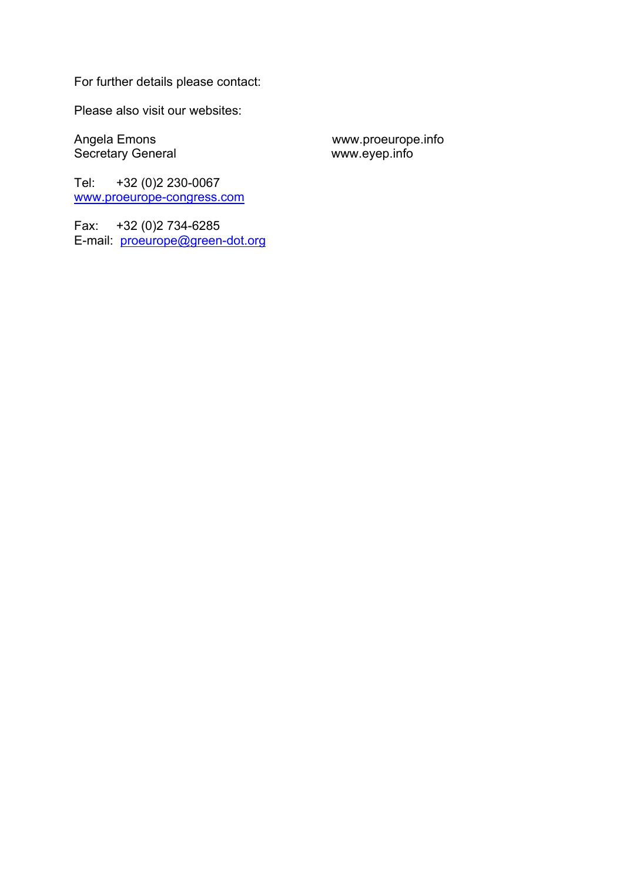For further details please contact:

Please also visit our websites:

Angela Emons
Secretary General

www.proeurope.info
www.eyep.info

Tel: +32 (0)2 230-0067
www.proeurope-congress.com

Fax: +32 (0)2 734-6285
E-mail: proeurope@green-dot.org